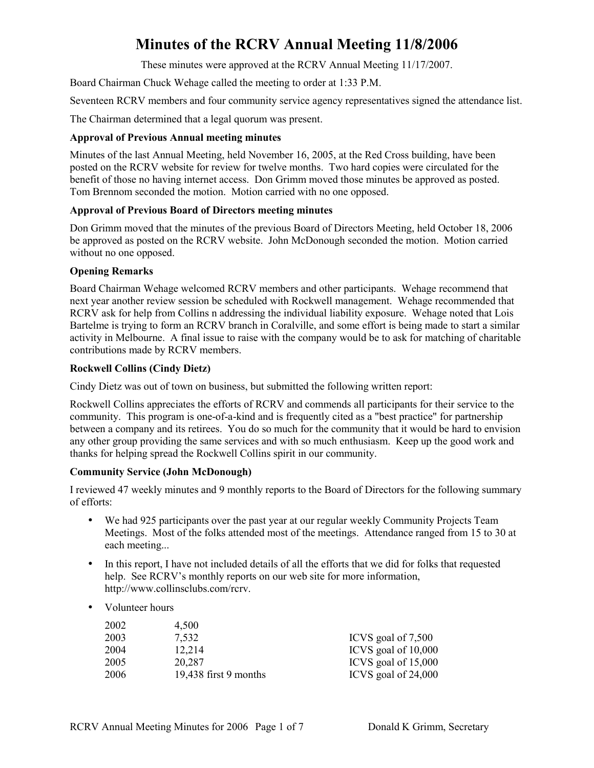# Minutes of the RCRV Annual Meeting 11/8/2006

These minutes were approved at the RCRV Annual Meeting 11/17/2007.

Board Chairman Chuck Wehage called the meeting to order at 1:33 P.M.

Seventeen RCRV members and four community service agency representatives signed the attendance list.

The Chairman determined that a legal quorum was present.

**Approval of Previous Annual meeting minutes**

Minutes of the last Annual Meeting, held November 16, 2005, at the Red Cross building, have been posted on the RCRV website for review for twelve months. Two hard copies were circulated for the benefit of those no having internet access. Don Grimm moved those minutes be approved as posted. Tom Brennom seconded the motion. Motion carried with no one opposed.

**Approval of Previous Board of Directors meeting minutes**

Don Grimm moved that the minutes of the previous Board of Directors Meeting, held October 18, 2006 be approved as posted on the RCRV website. John McDonough seconded the motion. Motion carried without no one opposed.

**Opening Remarks**

Board Chairman Wehage welcomed RCRV members and other participants. Wehage recommend that next year another review session be scheduled with Rockwell management. Wehage recommended that RCRV ask for help from Collins n addressing the individual liability exposure. Wehage noted that Lois Bartelme is trying to form an RCRV branch in Coralville, and some effort is being made to start a similar activity in Melbourne. A final issue to raise with the company would be to ask for matching of charitable contributions made by RCRV members.

**Rockwell Collins (Cindy Dietz)**

Cindy Dietz was out of town on business, but submitted the following written report:

Rockwell Collins appreciates the efforts of RCRV and commends all participants for their service to the community. This program is one-of-a-kind and is frequently cited as a "best practice" for partnership between a company and its retirees. You do so much for the community that it would be hard to envision any other group providing the same services and with so much enthusiasm. Keep up the good work and thanks for helping spread the Rockwell Collins spirit in our community.

**Community Service (John McDonough)**

I reviewed 47 weekly minutes and 9 monthly reports to the Board of Directors for the following summary of efforts:

- We had 925 participants over the past year at our regular weekly Community Projects Team Meetings. Most of the folks attended most of the meetings. Attendance ranged from 15 to 30 at each meeting...
- In this report, I have not included details of all the efforts that we did for folks that requested help. See RCRV's monthly reports on our web site for more information, http://www.collinsclubs.com/rcrv.
- Volunteer hours

| | | |
|---|---|---|
| 2002 | 4,500 | |
| 2003 | 7,532 | ICVS goal of 7,500 |
| 2004 | 12,214 | ICVS goal of 10,000 |
| 2005 | 20,287 | ICVS goal of 15,000 |
| 2006 | 19,438 first 9 months | ICVS goal of 24,000 |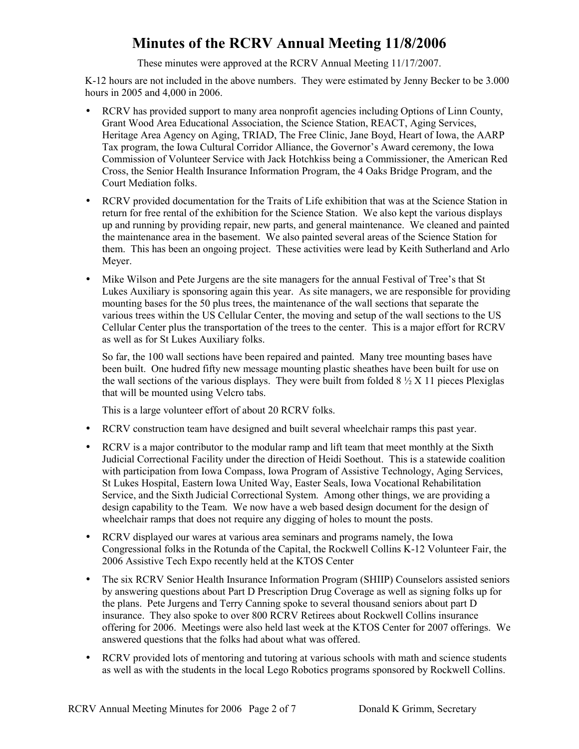# Minutes of the RCRV Annual Meeting 11/8/2006

These minutes were approved at the RCRV Annual Meeting 11/17/2007.

K-12 hours are not included in the above numbers. They were estimated by Jenny Becker to be 3.000 hours in 2005 and 4,000 in 2006.

- RCRV has provided support to many area nonprofit agencies including Options of Linn County, Grant Wood Area Educational Association, the Science Station, REACT, Aging Services, Heritage Area Agency on Aging, TRIAD, The Free Clinic, Jane Boyd, Heart of Iowa, the AARP Tax program, the Iowa Cultural Corridor Alliance, the Governor's Award ceremony, the Iowa Commission of Volunteer Service with Jack Hotchkiss being a Commissioner, the American Red Cross, the Senior Health Insurance Information Program, the 4 Oaks Bridge Program, and the Court Mediation folks.

- RCRV provided documentation for the Traits of Life exhibition that was at the Science Station in return for free rental of the exhibition for the Science Station. We also kept the various displays up and running by providing repair, new parts, and general maintenance. We cleaned and painted the maintenance area in the basement. We also painted several areas of the Science Station for them. This has been an ongoing project. These activities were lead by Keith Sutherland and Arlo Meyer.

- Mike Wilson and Pete Jurgens are the site managers for the annual Festival of Tree's that St Lukes Auxiliary is sponsoring again this year. As site managers, we are responsible for providing mounting bases for the 50 plus trees, the maintenance of the wall sections that separate the various trees within the US Cellular Center, the moving and setup of the wall sections to the US Cellular Center plus the transportation of the trees to the center. This is a major effort for RCRV as well as for St Lukes Auxiliary folks.

  So far, the 100 wall sections have been repaired and painted. Many tree mounting bases have been built. One hudred fifty new message mounting plastic sheathes have been built for use on the wall sections of the various displays. They were built from folded 8 ½ X 11 pieces Plexiglas that will be mounted using Velcro tabs.

  This is a large volunteer effort of about 20 RCRV folks.

- RCRV construction team have designed and built several wheelchair ramps this past year.

- RCRV is a major contributor to the modular ramp and lift team that meet monthly at the Sixth Judicial Correctional Facility under the direction of Heidi Soethout. This is a statewide coalition with participation from Iowa Compass, Iowa Program of Assistive Technology, Aging Services, St Lukes Hospital, Eastern Iowa United Way, Easter Seals, Iowa Vocational Rehabilitation Service, and the Sixth Judicial Correctional System. Among other things, we are providing a design capability to the Team. We now have a web based design document for the design of wheelchair ramps that does not require any digging of holes to mount the posts.

- RCRV displayed our wares at various area seminars and programs namely, the Iowa Congressional folks in the Rotunda of the Capital, the Rockwell Collins K-12 Volunteer Fair, the 2006 Assistive Tech Expo recently held at the KTOS Center

- The six RCRV Senior Health Insurance Information Program (SHIIP) Counselors assisted seniors by answering questions about Part D Prescription Drug Coverage as well as signing folks up for the plans. Pete Jurgens and Terry Canning spoke to several thousand seniors about part D insurance. They also spoke to over 800 RCRV Retirees about Rockwell Collins insurance offering for 2006. Meetings were also held last week at the KTOS Center for 2007 offerings. We answered questions that the folks had about what was offered.

- RCRV provided lots of mentoring and tutoring at various schools with math and science students as well as with the students in the local Lego Robotics programs sponsored by Rockwell Collins.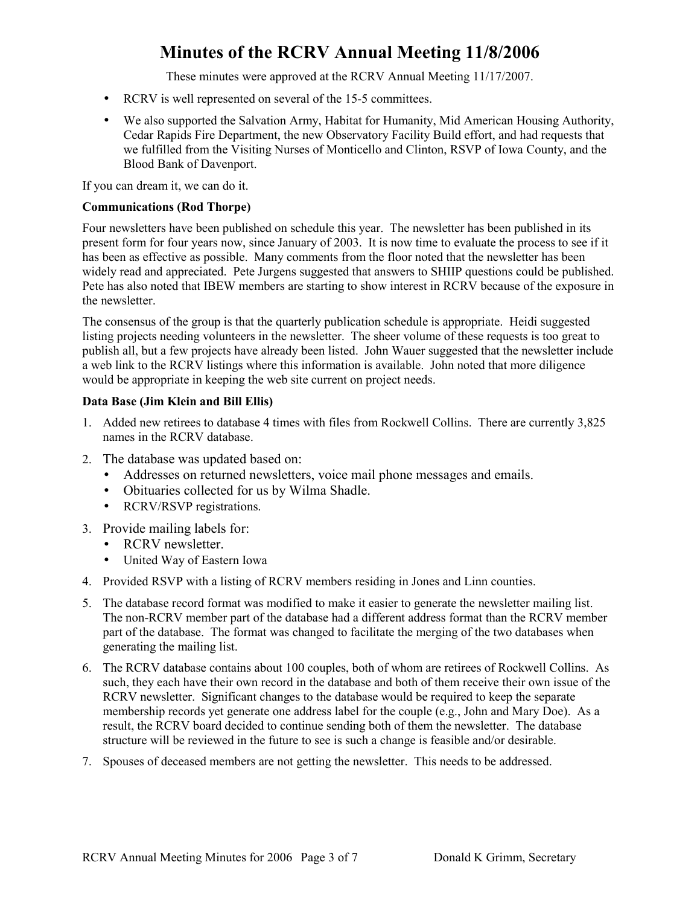# Minutes of the RCRV Annual Meeting 11/8/2006

These minutes were approved at the RCRV Annual Meeting 11/17/2007.

- RCRV is well represented on several of the 15-5 committees.
- We also supported the Salvation Army, Habitat for Humanity, Mid American Housing Authority, Cedar Rapids Fire Department, the new Observatory Facility Build effort, and had requests that we fulfilled from the Visiting Nurses of Monticello and Clinton, RSVP of Iowa County, and the Blood Bank of Davenport.

If you can dream it, we can do it.

**Communications (Rod Thorpe)**

Four newsletters have been published on schedule this year. The newsletter has been published in its present form for four years now, since January of 2003. It is now time to evaluate the process to see if it has been as effective as possible. Many comments from the floor noted that the newsletter has been widely read and appreciated. Pete Jurgens suggested that answers to SHIIP questions could be published. Pete has also noted that IBEW members are starting to show interest in RCRV because of the exposure in the newsletter.

The consensus of the group is that the quarterly publication schedule is appropriate. Heidi suggested listing projects needing volunteers in the newsletter. The sheer volume of these requests is too great to publish all, but a few projects have already been listed. John Wauer suggested that the newsletter include a web link to the RCRV listings where this information is available. John noted that more diligence would be appropriate in keeping the web site current on project needs.

**Data Base (Jim Klein and Bill Ellis)**

1. Added new retirees to database 4 times with files from Rockwell Collins. There are currently 3,825 names in the RCRV database.
2. The database was updated based on:
   - Addresses on returned newsletters, voice mail phone messages and emails.
   - Obituaries collected for us by Wilma Shadle.
   - RCRV/RSVP registrations.
3. Provide mailing labels for:
   - RCRV newsletter.
   - United Way of Eastern Iowa
4. Provided RSVP with a listing of RCRV members residing in Jones and Linn counties.
5. The database record format was modified to make it easier to generate the newsletter mailing list. The non-RCRV member part of the database had a different address format than the RCRV member part of the database. The format was changed to facilitate the merging of the two databases when generating the mailing list.
6. The RCRV database contains about 100 couples, both of whom are retirees of Rockwell Collins. As such, they each have their own record in the database and both of them receive their own issue of the RCRV newsletter. Significant changes to the database would be required to keep the separate membership records yet generate one address label for the couple (e.g., John and Mary Doe). As a result, the RCRV board decided to continue sending both of them the newsletter. The database structure will be reviewed in the future to see is such a change is feasible and/or desirable.
7. Spouses of deceased members are not getting the newsletter. This needs to be addressed.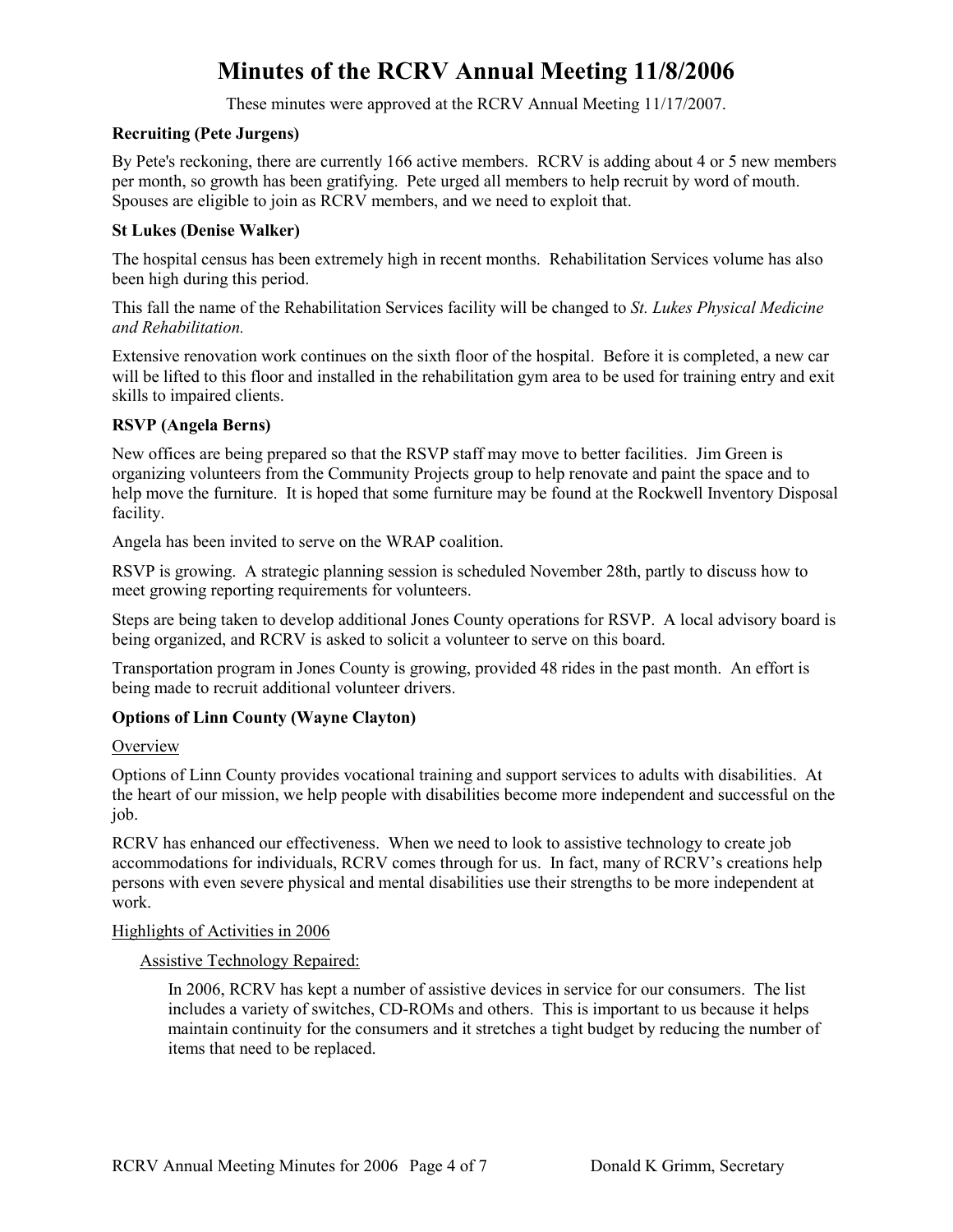# Minutes of the RCRV Annual Meeting 11/8/2006

These minutes were approved at the RCRV Annual Meeting 11/17/2007.

**Recruiting (Pete Jurgens)**

By Pete's reckoning, there are currently 166 active members. RCRV is adding about 4 or 5 new members per month, so growth has been gratifying. Pete urged all members to help recruit by word of mouth. Spouses are eligible to join as RCRV members, and we need to exploit that.

**St Lukes (Denise Walker)**

The hospital census has been extremely high in recent months. Rehabilitation Services volume has also been high during this period.

This fall the name of the Rehabilitation Services facility will be changed to *St. Lukes Physical Medicine and Rehabilitation.*

Extensive renovation work continues on the sixth floor of the hospital. Before it is completed, a new car will be lifted to this floor and installed in the rehabilitation gym area to be used for training entry and exit skills to impaired clients.

**RSVP (Angela Berns)**

New offices are being prepared so that the RSVP staff may move to better facilities. Jim Green is organizing volunteers from the Community Projects group to help renovate and paint the space and to help move the furniture. It is hoped that some furniture may be found at the Rockwell Inventory Disposal facility.

Angela has been invited to serve on the WRAP coalition.

RSVP is growing. A strategic planning session is scheduled November 28th, partly to discuss how to meet growing reporting requirements for volunteers.

Steps are being taken to develop additional Jones County operations for RSVP. A local advisory board is being organized, and RCRV is asked to solicit a volunteer to serve on this board.

Transportation program in Jones County is growing, provided 48 rides in the past month. An effort is being made to recruit additional volunteer drivers.

**Options of Linn County (Wayne Clayton)**

Overview

Options of Linn County provides vocational training and support services to adults with disabilities. At the heart of our mission, we help people with disabilities become more independent and successful on the job.

RCRV has enhanced our effectiveness. When we need to look to assistive technology to create job accommodations for individuals, RCRV comes through for us. In fact, many of RCRV's creations help persons with even severe physical and mental disabilities use their strengths to be more independent at work.

Highlights of Activities in 2006

Assistive Technology Repaired:

In 2006, RCRV has kept a number of assistive devices in service for our consumers. The list includes a variety of switches, CD-ROMs and others. This is important to us because it helps maintain continuity for the consumers and it stretches a tight budget by reducing the number of items that need to be replaced.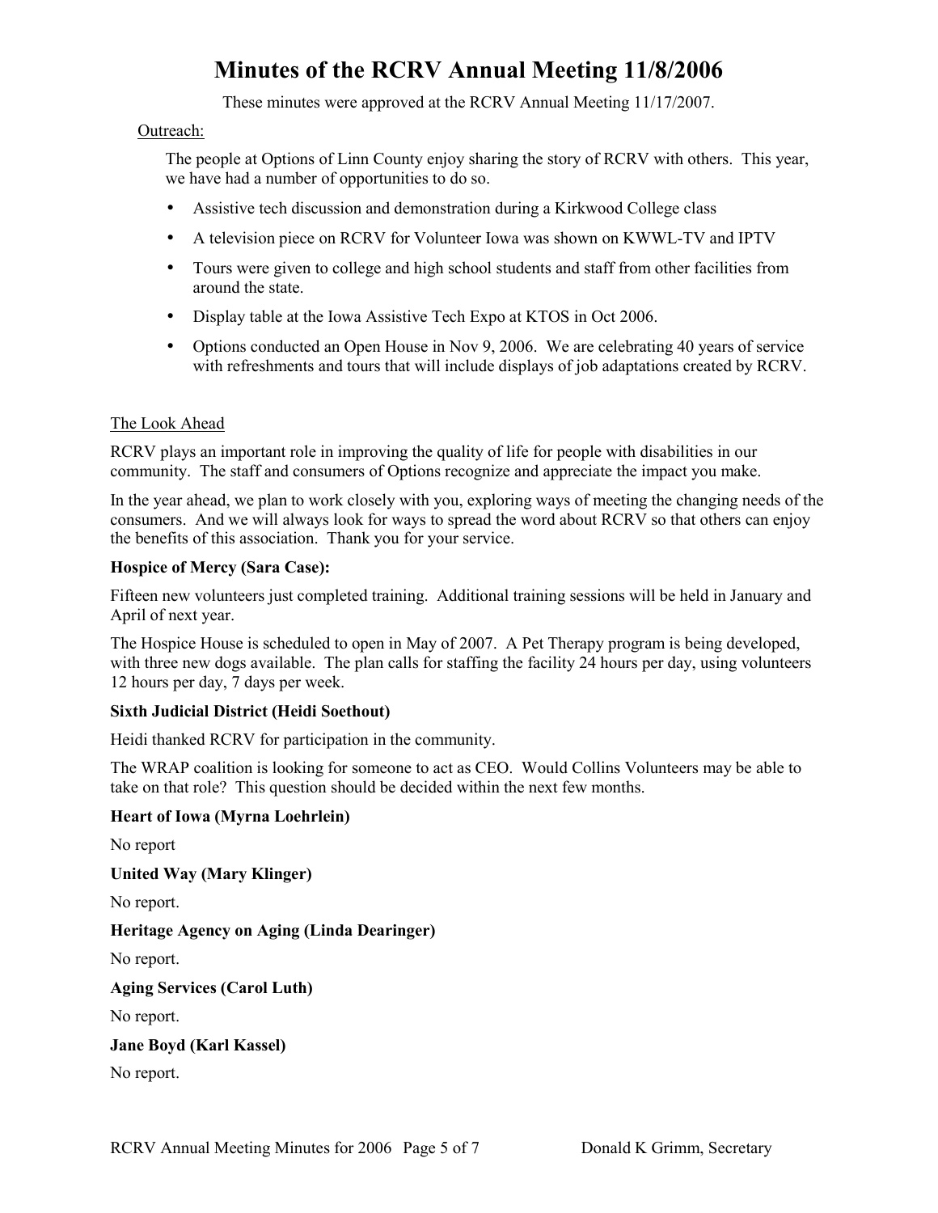# Minutes of the RCRV Annual Meeting 11/8/2006

These minutes were approved at the RCRV Annual Meeting 11/17/2007.

Outreach:

The people at Options of Linn County enjoy sharing the story of RCRV with others. This year, we have had a number of opportunities to do so.

- Assistive tech discussion and demonstration during a Kirkwood College class
- A television piece on RCRV for Volunteer Iowa was shown on KWWL-TV and IPTV
- Tours were given to college and high school students and staff from other facilities from around the state.
- Display table at the Iowa Assistive Tech Expo at KTOS in Oct 2006.
- Options conducted an Open House in Nov 9, 2006. We are celebrating 40 years of service with refreshments and tours that will include displays of job adaptations created by RCRV.

The Look Ahead

RCRV plays an important role in improving the quality of life for people with disabilities in our community. The staff and consumers of Options recognize and appreciate the impact you make.

In the year ahead, we plan to work closely with you, exploring ways of meeting the changing needs of the consumers. And we will always look for ways to spread the word about RCRV so that others can enjoy the benefits of this association. Thank you for your service.

**Hospice of Mercy (Sara Case):**

Fifteen new volunteers just completed training. Additional training sessions will be held in January and April of next year.

The Hospice House is scheduled to open in May of 2007. A Pet Therapy program is being developed, with three new dogs available. The plan calls for staffing the facility 24 hours per day, using volunteers 12 hours per day, 7 days per week.

**Sixth Judicial District (Heidi Soethout)**

Heidi thanked RCRV for participation in the community.

The WRAP coalition is looking for someone to act as CEO. Would Collins Volunteers may be able to take on that role? This question should be decided within the next few months.

**Heart of Iowa (Myrna Loehrlein)**

No report

**United Way (Mary Klinger)**

No report.

**Heritage Agency on Aging (Linda Dearinger)**

No report.

**Aging Services (Carol Luth)**

No report.

**Jane Boyd (Karl Kassel)**

No report.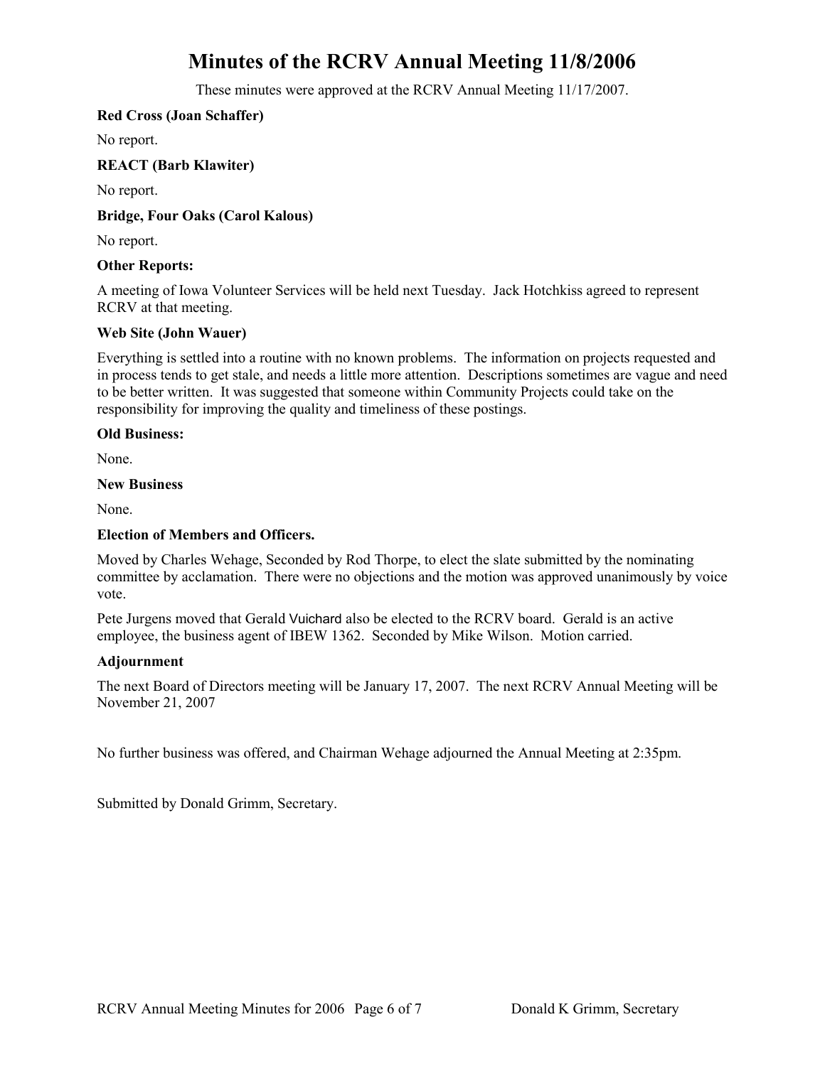# Minutes of the RCRV Annual Meeting 11/8/2006

These minutes were approved at the RCRV Annual Meeting 11/17/2007.

**Red Cross (Joan Schaffer)**

No report.

**REACT (Barb Klawiter)**

No report.

**Bridge, Four Oaks (Carol Kalous)**

No report.

**Other Reports:**

A meeting of Iowa Volunteer Services will be held next Tuesday. Jack Hotchkiss agreed to represent RCRV at that meeting.

**Web Site (John Wauer)**

Everything is settled into a routine with no known problems. The information on projects requested and in process tends to get stale, and needs a little more attention. Descriptions sometimes are vague and need to be better written. It was suggested that someone within Community Projects could take on the responsibility for improving the quality and timeliness of these postings.

**Old Business:**

None.

**New Business**

None.

**Election of Members and Officers.**

Moved by Charles Wehage, Seconded by Rod Thorpe, to elect the slate submitted by the nominating committee by acclamation. There were no objections and the motion was approved unanimously by voice vote.

Pete Jurgens moved that Gerald Vuichard also be elected to the RCRV board. Gerald is an active employee, the business agent of IBEW 1362. Seconded by Mike Wilson. Motion carried.

**Adjournment**

The next Board of Directors meeting will be January 17, 2007. The next RCRV Annual Meeting will be November 21, 2007

No further business was offered, and Chairman Wehage adjourned the Annual Meeting at 2:35pm.

Submitted by Donald Grimm, Secretary.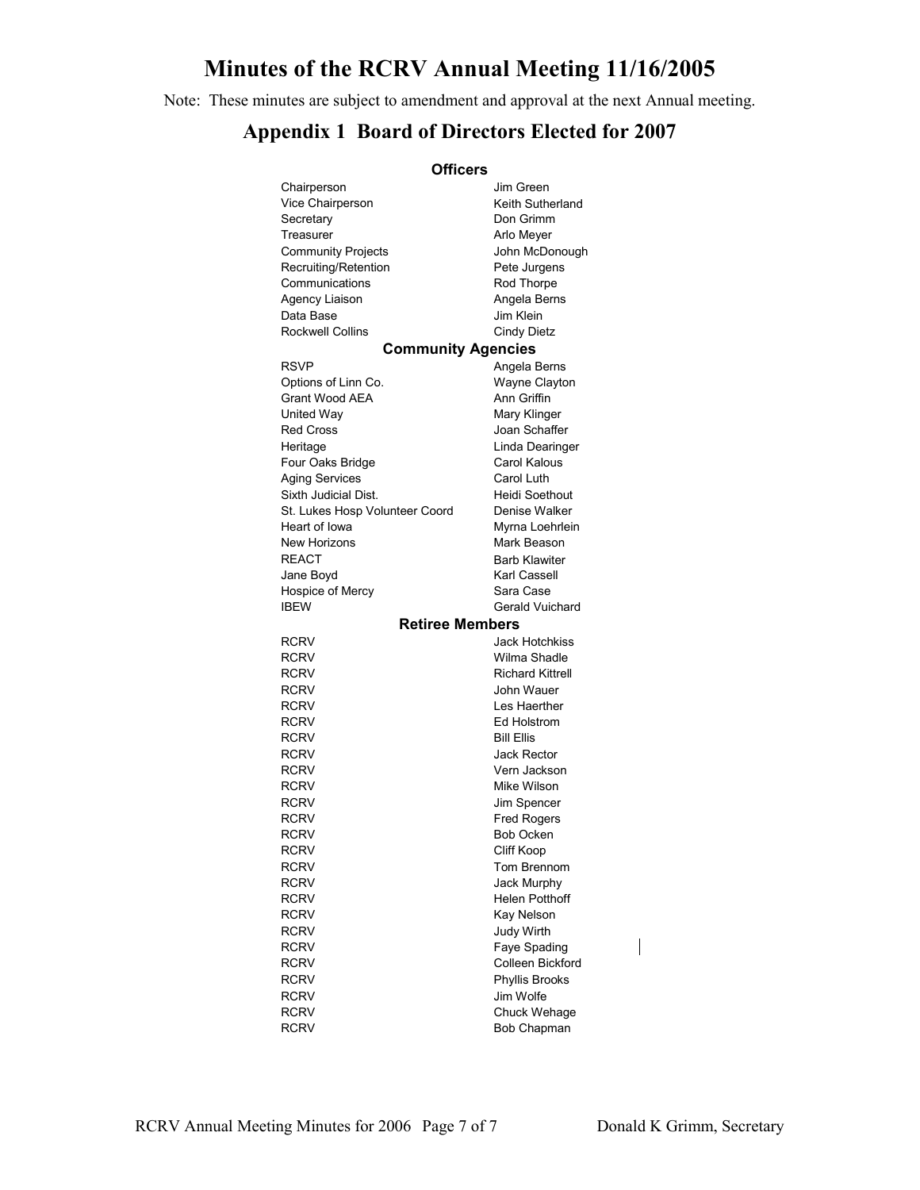# Minutes of the RCRV Annual Meeting 11/16/2005

Note: These minutes are subject to amendment and approval at the next Annual meeting.

## Appendix 1 Board of Directors Elected for 2007

| | |
|---|---|
| **Officers** | |
| Chairperson | Jim Green |
| Vice Chairperson | Keith Sutherland |
| Secretary | Don Grimm |
| Treasurer | Arlo Meyer |
| Community Projects | John McDonough |
| Recruiting/Retention | Pete Jurgens |
| Communications | Rod Thorpe |
| Agency Liaison | Angela Berns |
| Data Base | Jim Klein |
| Rockwell Collins | Cindy Dietz |
| **Community Agencies** | |
| RSVP | Angela Berns |
| Options of Linn Co. | Wayne Clayton |
| Grant Wood AEA | Ann Griffin |
| United Way | Mary Klinger |
| Red Cross | Joan Schaffer |
| Heritage | Linda Dearinger |
| Four Oaks Bridge | Carol Kalous |
| Aging Services | Carol Luth |
| Sixth Judicial Dist. | Heidi Soethout |
| St. Lukes Hosp Volunteer Coord | Denise Walker |
| Heart of Iowa | Myrna Loehrlein |
| New Horizons | Mark Beason |
| REACT | Barb Klawiter |
| Jane Boyd | Karl Cassell |
| Hospice of Mercy | Sara Case |
| IBEW | Gerald Vuichard |
| **Retiree Members** | |
| RCRV | Jack Hotchkiss |
| RCRV | Wilma Shadle |
| RCRV | Richard Kittrell |
| RCRV | John Wauer |
| RCRV | Les Haerther |
| RCRV | Ed Holstrom |
| RCRV | Bill Ellis |
| RCRV | Jack Rector |
| RCRV | Vern Jackson |
| RCRV | Mike Wilson |
| RCRV | Jim Spencer |
| RCRV | Fred Rogers |
| RCRV | Bob Ocken |
| RCRV | Cliff Koop |
| RCRV | Tom Brennom |
| RCRV | Jack Murphy |
| RCRV | Helen Potthoff |
| RCRV | Kay Nelson |
| RCRV | Judy Wirth |
| RCRV | Faye Spading |
| RCRV | Colleen Bickford |
| RCRV | Phyllis Brooks |
| RCRV | Jim Wolfe |
| RCRV | Chuck Wehage |
| RCRV | Bob Chapman |